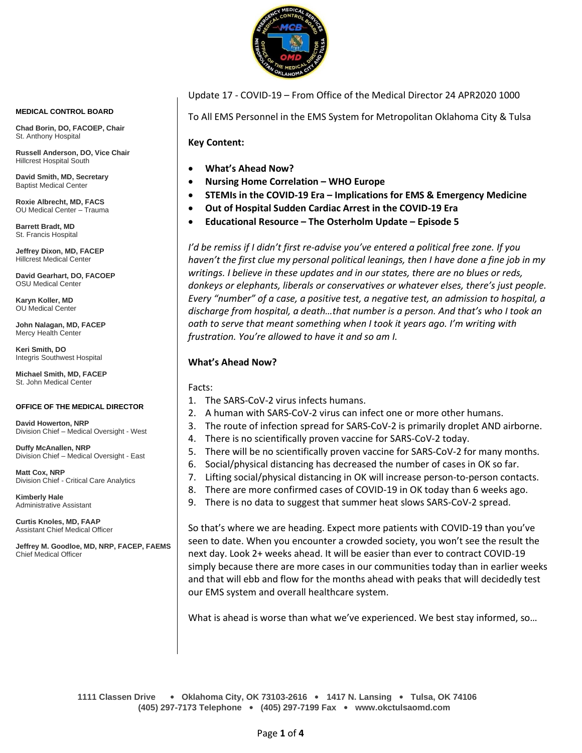Update 17 - COVID-19 – From Office of the Medical Director 24 APR2020 1000

To All EMS Personnel in the EMS System for Metropolitan Oklahoma City & Tulsa

**MEDICAL CONTROL BOARD**

**Chad Borin, DO, FACOEP, Chair**
St. Anthony Hospital

**Russell Anderson, DO, Vice Chair**
Hillcrest Hospital South

**David Smith, MD, Secretary**
Baptist Medical Center

**Roxie Albrecht, MD, FACS**
OU Medical Center – Trauma

**Barrett Bradt, MD**
St. Francis Hospital

**Jeffrey Dixon, MD, FACEP**
Hillcrest Medical Center

**David Gearhart, DO, FACOEP**
OSU Medical Center

**Karyn Koller, MD**
OU Medical Center

**John Nalagan, MD, FACEP**
Mercy Health Center

**Keri Smith, DO**
Integris Southwest Hospital

**Michael Smith, MD, FACEP**
St. John Medical Center

**OFFICE OF THE MEDICAL DIRECTOR**

**David Howerton, NRP**
Division Chief – Medical Oversight - West

**Duffy McAnallen, NRP**
Division Chief – Medical Oversight - East

**Matt Cox, NRP**
Division Chief - Critical Care Analytics

**Kimberly Hale**
Administrative Assistant

**Curtis Knoles, MD, FAAP**
Assistant Chief Medical Officer

**Jeffrey M. Goodloe, MD, NRP, FACEP, FAEMS**
Chief Medical Officer

**Key Content:**

- **What's Ahead Now?**
- **Nursing Home Correlation – WHO Europe**
- **STEMIs in the COVID-19 Era – Implications for EMS & Emergency Medicine**
- **Out of Hospital Sudden Cardiac Arrest in the COVID-19 Era**
- **Educational Resource – The Osterholm Update – Episode 5**

*I'd be remiss if I didn't first re-advise you've entered a political free zone. If you haven't the first clue my personal political leanings, then I have done a fine job in my writings. I believe in these updates and in our states, there are no blues or reds, donkeys or elephants, liberals or conservatives or whatever elses, there's just people. Every "number" of a case, a positive test, a negative test, an admission to hospital, a discharge from hospital, a death…that number is a person. And that's who I took an oath to serve that meant something when I took it years ago. I'm writing with frustration. You're allowed to have it and so am I.*

## What's Ahead Now?

Facts:

1. The SARS-CoV-2 virus infects humans.
2. A human with SARS-CoV-2 virus can infect one or more other humans.
3. The route of infection spread for SARS-CoV-2 is primarily droplet AND airborne.
4. There is no scientifically proven vaccine for SARS-CoV-2 today.
5. There will be no scientifically proven vaccine for SARS-CoV-2 for many months.
6. Social/physical distancing has decreased the number of cases in OK so far.
7. Lifting social/physical distancing in OK will increase person-to-person contacts.
8. There are more confirmed cases of COVID-19 in OK today than 6 weeks ago.
9. There is no data to suggest that summer heat slows SARS-CoV-2 spread.

So that's where we are heading. Expect more patients with COVID-19 than you've seen to date. When you encounter a crowded society, you won't see the result the next day. Look 2+ weeks ahead. It will be easier than ever to contract COVID-19 simply because there are more cases in our communities today than in earlier weeks and that will ebb and flow for the months ahead with peaks that will decidedly test our EMS system and overall healthcare system.

What is ahead is worse than what we've experienced. We best stay informed, so…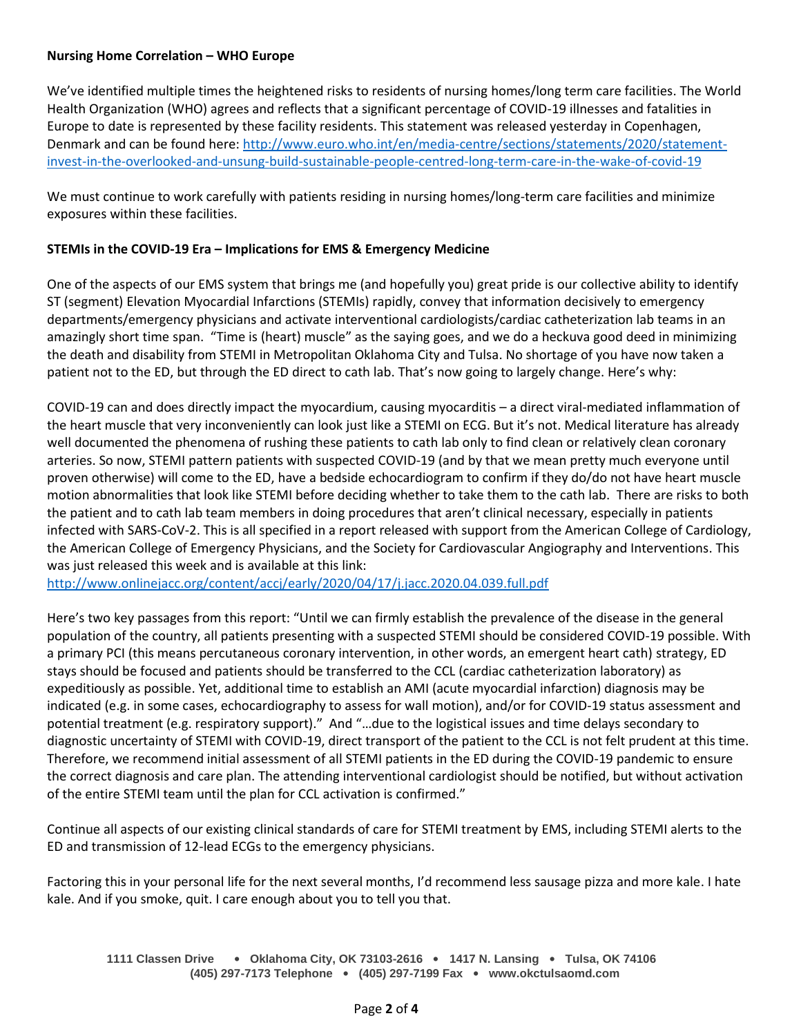**Nursing Home Correlation – WHO Europe**

We've identified multiple times the heightened risks to residents of nursing homes/long term care facilities. The World Health Organization (WHO) agrees and reflects that a significant percentage of COVID-19 illnesses and fatalities in Europe to date is represented by these facility residents. This statement was released yesterday in Copenhagen, Denmark and can be found here: [http://www.euro.who.int/en/media-centre/sections/statements/2020/statement-invest-in-the-overlooked-and-unsung-build-sustainable-people-centred-long-term-care-in-the-wake-of-covid-19](http://www.euro.who.int/en/media-centre/sections/statements/2020/statement-invest-in-the-overlooked-and-unsung-build-sustainable-people-centred-long-term-care-in-the-wake-of-covid-19)

We must continue to work carefully with patients residing in nursing homes/long-term care facilities and minimize exposures within these facilities.

**STEMIs in the COVID-19 Era – Implications for EMS & Emergency Medicine**

One of the aspects of our EMS system that brings me (and hopefully you) great pride is our collective ability to identify ST (segment) Elevation Myocardial Infarctions (STEMIs) rapidly, convey that information decisively to emergency departments/emergency physicians and activate interventional cardiologists/cardiac catheterization lab teams in an amazingly short time span. "Time is (heart) muscle" as the saying goes, and we do a heckuva good deed in minimizing the death and disability from STEMI in Metropolitan Oklahoma City and Tulsa. No shortage of you have now taken a patient not to the ED, but through the ED direct to cath lab. That's now going to largely change. Here's why:

COVID-19 can and does directly impact the myocardium, causing myocarditis – a direct viral-mediated inflammation of the heart muscle that very inconveniently can look just like a STEMI on ECG. But it's not. Medical literature has already well documented the phenomena of rushing these patients to cath lab only to find clean or relatively clean coronary arteries. So now, STEMI pattern patients with suspected COVID-19 (and by that we mean pretty much everyone until proven otherwise) will come to the ED, have a bedside echocardiogram to confirm if they do/do not have heart muscle motion abnormalities that look like STEMI before deciding whether to take them to the cath lab. There are risks to both the patient and to cath lab team members in doing procedures that aren't clinical necessary, especially in patients infected with SARS-CoV-2. This is all specified in a report released with support from the American College of Cardiology, the American College of Emergency Physicians, and the Society for Cardiovascular Angiography and Interventions. This was just released this week and is available at this link:
[http://www.onlinejacc.org/content/accj/early/2020/04/17/j.jacc.2020.04.039.full.pdf](http://www.onlinejacc.org/content/accj/early/2020/04/17/j.jacc.2020.04.039.full.pdf)

Here's two key passages from this report: "Until we can firmly establish the prevalence of the disease in the general population of the country, all patients presenting with a suspected STEMI should be considered COVID-19 possible. With a primary PCI (this means percutaneous coronary intervention, in other words, an emergent heart cath) strategy, ED stays should be focused and patients should be transferred to the CCL (cardiac catheterization laboratory) as expeditiously as possible. Yet, additional time to establish an AMI (acute myocardial infarction) diagnosis may be indicated (e.g. in some cases, echocardiography to assess for wall motion), and/or for COVID-19 status assessment and potential treatment (e.g. respiratory support)." And "…due to the logistical issues and time delays secondary to diagnostic uncertainty of STEMI with COVID-19, direct transport of the patient to the CCL is not felt prudent at this time. Therefore, we recommend initial assessment of all STEMI patients in the ED during the COVID-19 pandemic to ensure the correct diagnosis and care plan. The attending interventional cardiologist should be notified, but without activation of the entire STEMI team until the plan for CCL activation is confirmed."

Continue all aspects of our existing clinical standards of care for STEMI treatment by EMS, including STEMI alerts to the ED and transmission of 12-lead ECGs to the emergency physicians.

Factoring this in your personal life for the next several months, I'd recommend less sausage pizza and more kale. I hate kale. And if you smoke, quit. I care enough about you to tell you that.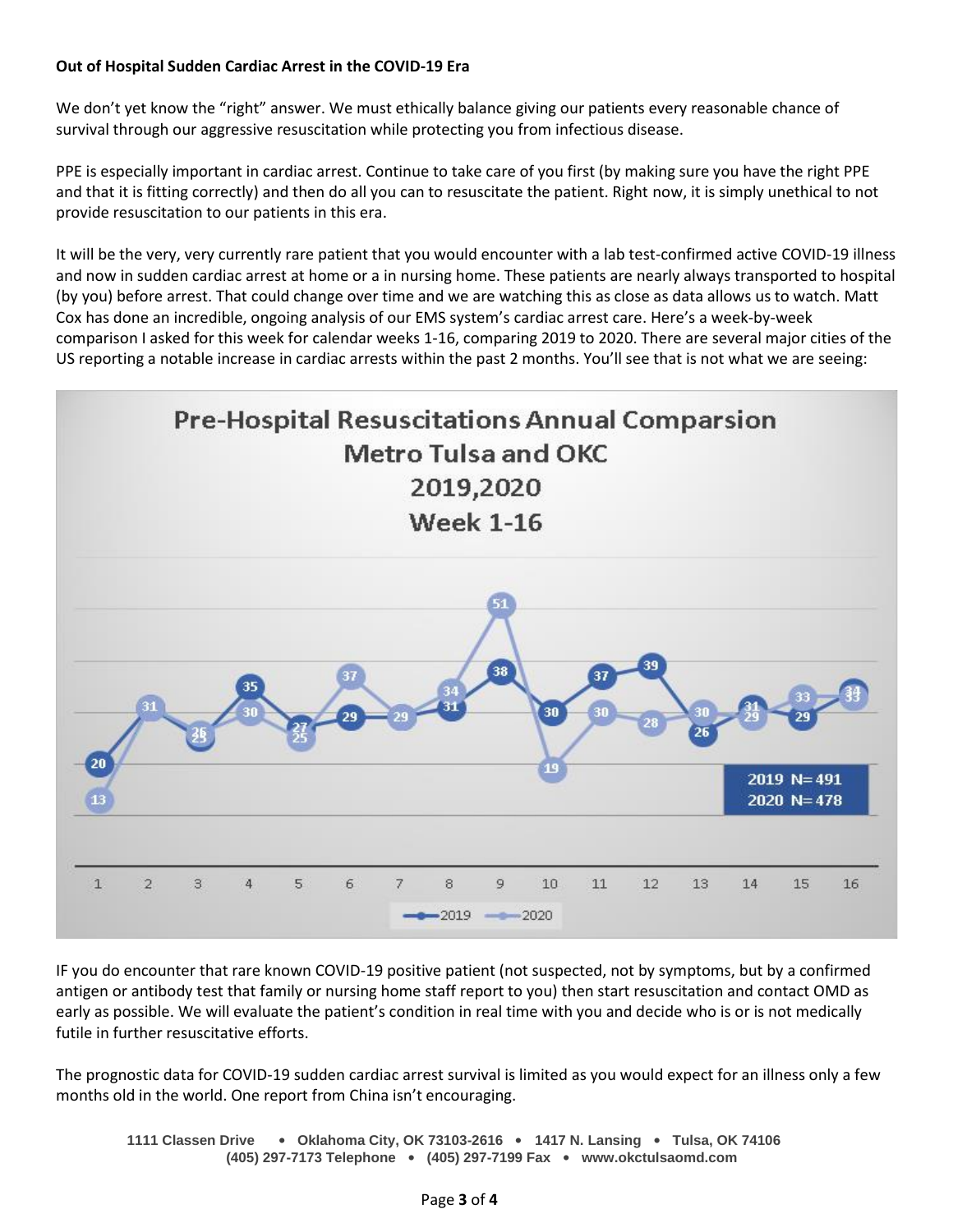**Out of Hospital Sudden Cardiac Arrest in the COVID-19 Era**

We don't yet know the "right" answer. We must ethically balance giving our patients every reasonable chance of survival through our aggressive resuscitation while protecting you from infectious disease.

PPE is especially important in cardiac arrest. Continue to take care of you first (by making sure you have the right PPE and that it is fitting correctly) and then do all you can to resuscitate the patient. Right now, it is simply unethical to not provide resuscitation to our patients in this era.

It will be the very, very currently rare patient that you would encounter with a lab test-confirmed active COVID-19 illness and now in sudden cardiac arrest at home or a in nursing home. These patients are nearly always transported to hospital (by you) before arrest. That could change over time and we are watching this as close as data allows us to watch. Matt Cox has done an incredible, ongoing analysis of our EMS system's cardiac arrest care. Here's a week-by-week comparison I asked for this week for calendar weeks 1-16, comparing 2019 to 2020. There are several major cities of the US reporting a notable increase in cardiac arrests within the past 2 months. You'll see that is not what we are seeing:

**Pre-Hospital Resuscitations Annual Comparsion**
**Metro Tulsa and OKC**
**2019,2020**
**Week 1-16**

| Week | 1 | 2 | 3 | 4 | 5 | 6 | 7 | 8 | 9 | 10 | 11 | 12 | 13 | 14 | 15 | 16 |
|---|---|---|---|---|---|---|---|---|---|---|---|---|---|---|---|---|
| 2019 | 20 | 31 | 25 | 35 | 27 | 29 | 29 | 31 | 38 | 30 | 37 | 39 | 26 | 31 | 29 | 34 |
| 2020 | 13 | 31 | 26 | 30 | 25 | 37 | 29 | 34 | 51 | 19 | 30 | 28 | 30 | 29 | 33 | 33 |

2019 N=491
2020 N=478

IF you do encounter that rare known COVID-19 positive patient (not suspected, not by symptoms, but by a confirmed antigen or antibody test that family or nursing home staff report to you) then start resuscitation and contact OMD as early as possible. We will evaluate the patient's condition in real time with you and decide who is or is not medically futile in further resuscitative efforts.

The prognostic data for COVID-19 sudden cardiac arrest survival is limited as you would expect for an illness only a few months old in the world. One report from China isn't encouraging.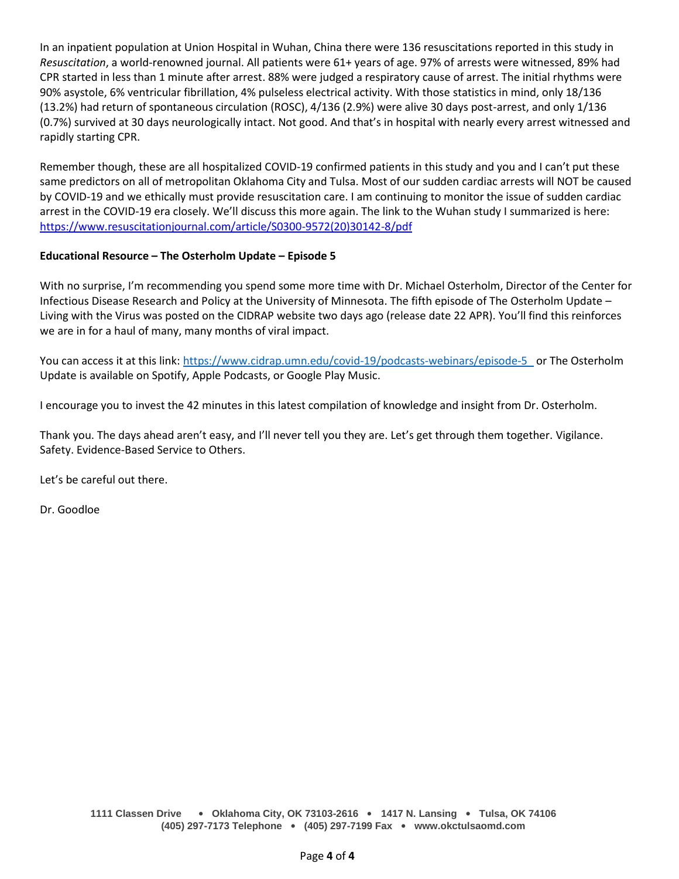In an inpatient population at Union Hospital in Wuhan, China there were 136 resuscitations reported in this study in *Resuscitation*, a world-renowned journal. All patients were 61+ years of age. 97% of arrests were witnessed, 89% had CPR started in less than 1 minute after arrest. 88% were judged a respiratory cause of arrest. The initial rhythms were 90% asystole, 6% ventricular fibrillation, 4% pulseless electrical activity. With those statistics in mind, only 18/136 (13.2%) had return of spontaneous circulation (ROSC), 4/136 (2.9%) were alive 30 days post-arrest, and only 1/136 (0.7%) survived at 30 days neurologically intact. Not good. And that's in hospital with nearly every arrest witnessed and rapidly starting CPR.

Remember though, these are all hospitalized COVID-19 confirmed patients in this study and you and I can't put these same predictors on all of metropolitan Oklahoma City and Tulsa. Most of our sudden cardiac arrests will NOT be caused by COVID-19 and we ethically must provide resuscitation care. I am continuing to monitor the issue of sudden cardiac arrest in the COVID-19 era closely. We'll discuss this more again. The link to the Wuhan study I summarized is here: [https://www.resuscitationjournal.com/article/S0300-9572(20)30142-8/pdf](https://www.resuscitationjournal.com/article/S0300-9572(20)30142-8/pdf)

**Educational Resource – The Osterholm Update – Episode 5**

With no surprise, I'm recommending you spend some more time with Dr. Michael Osterholm, Director of the Center for Infectious Disease Research and Policy at the University of Minnesota. The fifth episode of The Osterholm Update – Living with the Virus was posted on the CIDRAP website two days ago (release date 22 APR). You'll find this reinforces we are in for a haul of many, many months of viral impact.

You can access it at this link: [https://www.cidrap.umn.edu/covid-19/podcasts-webinars/episode-5](https://www.cidrap.umn.edu/covid-19/podcasts-webinars/episode-5) or The Osterholm Update is available on Spotify, Apple Podcasts, or Google Play Music.

I encourage you to invest the 42 minutes in this latest compilation of knowledge and insight from Dr. Osterholm.

Thank you. The days ahead aren't easy, and I'll never tell you they are. Let's get through them together. Vigilance. Safety. Evidence-Based Service to Others.

Let's be careful out there.

Dr. Goodloe

**1111 Classen Drive • Oklahoma City, OK 73103-2616 • 1417 N. Lansing • Tulsa, OK 74106**
**(405) 297-7173 Telephone • (405) 297-7199 Fax • www.okctulsaomd.com**